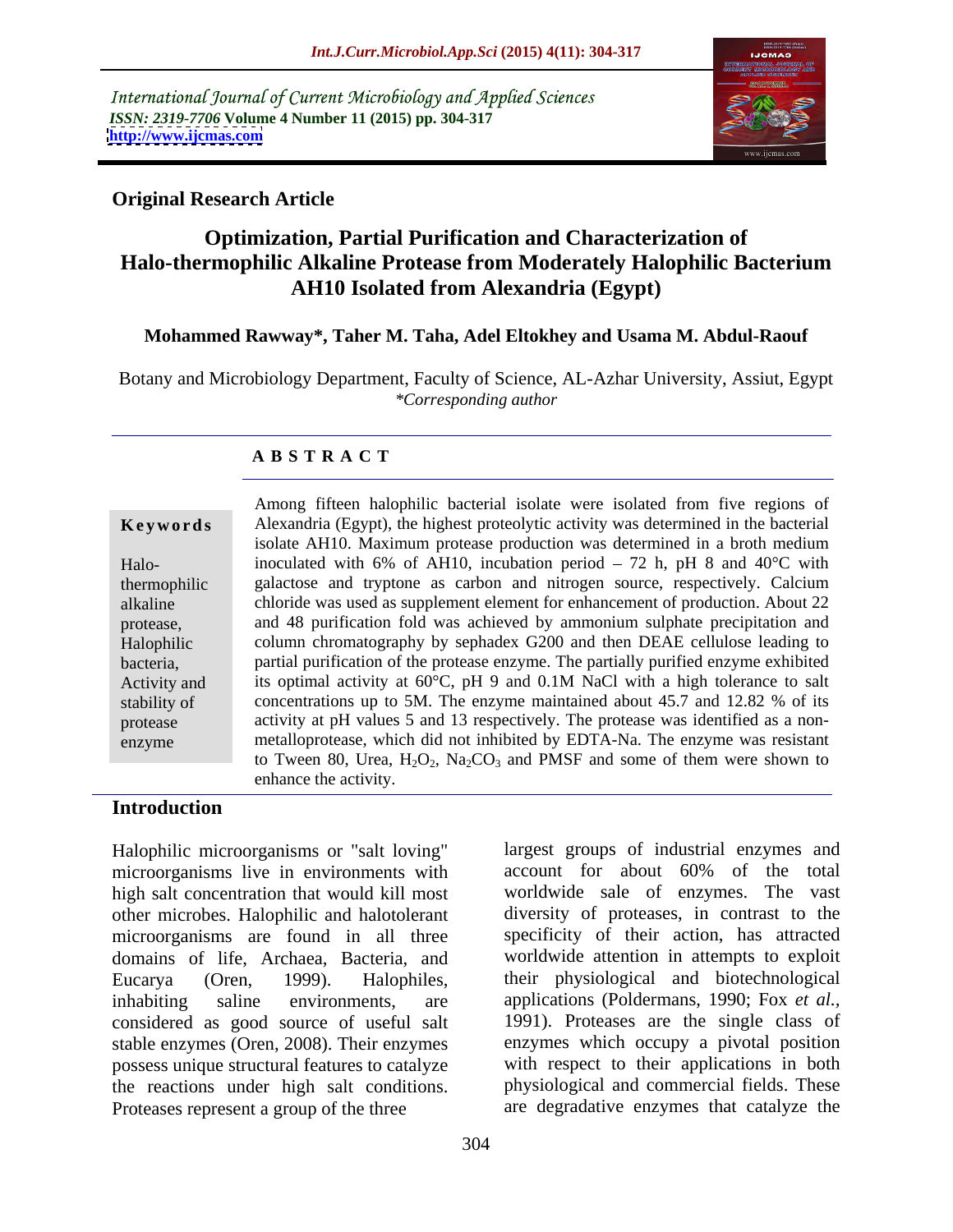International Journal of Current Microbiology and Applied Sciences
*ISSN: 2319-7706* **Volume 4 Number 11 (2015) pp. 304-317**
**http://www.ijcmas.com**

**Original Research Article**

# Optimization, Partial Purification and Characterization of Halo-thermophilic Alkaline Protease from Moderately Halophilic Bacterium AH10 Isolated from Alexandria (Egypt)

**Mohammed Rawway\*, Taher M. Taha, Adel Eltokhey and Usama M. Abdul-Raouf**

Botany and Microbiology Department, Faculty of Science, AL-Azhar University, Assiut, Egypt
*\*Corresponding author*

## ABSTRACT

**Keywords**

Halo-thermophilic alkaline protease, Halophilic bacteria, Activity and stability of protease enzyme

Among fifteen halophilic bacterial isolate were isolated from five regions of Alexandria (Egypt), the highest proteolytic activity was determined in the bacterial isolate AH10. Maximum protease production was determined in a broth medium inoculated with 6% of AH10, incubation period – 72 h, pH 8 and 40°C with galactose and tryptone as carbon and nitrogen source, respectively. Calcium chloride was used as supplement element for enhancement of production. About 22 and 48 purification fold was achieved by ammonium sulphate precipitation and column chromatography by sephadex G200 and then DEAE cellulose leading to partial purification of the protease enzyme. The partially purified enzyme exhibited its optimal activity at 60°C, pH 9 and 0.1M NaCl with a high tolerance to salt concentrations up to 5M. The enzyme maintained about 45.7 and 12.82 % of its activity at pH values 5 and 13 respectively. The protease was identified as a non-metalloprotease, which did not inhibited by EDTA-Na. The enzyme was resistant to Tween 80, Urea, $H_2O_2$, $Na_2CO_3$ and PMSF and some of them were shown to enhance the activity.

## Introduction

Halophilic microorganisms or "salt loving" microorganisms live in environments with high salt concentration that would kill most other microbes. Halophilic and halotolerant microorganisms are found in all three domains of life, Archaea, Bacteria, and Eucarya (Oren, 1999). Halophiles, inhabiting saline environments, are considered as good source of useful salt stable enzymes (Oren, 2008). Their enzymes possess unique structural features to catalyze the reactions under high salt conditions. Proteases represent a group of the three largest groups of industrial enzymes and account for about 60% of the total worldwide sale of enzymes. The vast diversity of proteases, in contrast to the specificity of their action, has attracted worldwide attention in attempts to exploit their physiological and biotechnological applications (Poldermans, 1990; Fox *et al.,* 1991). Proteases are the single class of enzymes which occupy a pivotal position with respect to their applications in both physiological and commercial fields. These are degradative enzymes that catalyze the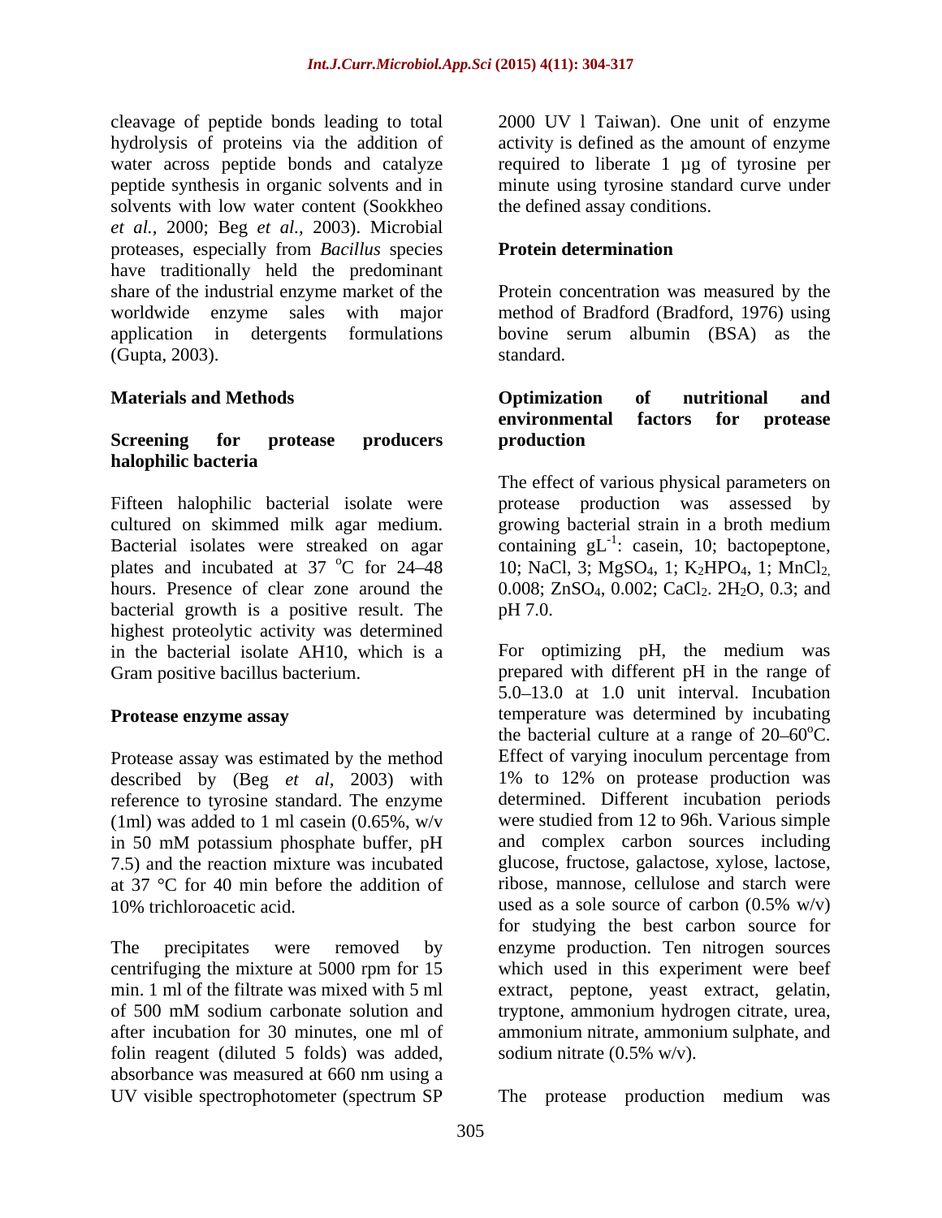cleavage of peptide bonds leading to total hydrolysis of proteins via the addition of water across peptide bonds and catalyze peptide synthesis in organic solvents and in solvents with low water content (Sookkheo *et al.*, 2000; Beg *et al.*, 2003). Microbial proteases, especially from *Bacillus* species have traditionally held the predominant share of the industrial enzyme market of the worldwide enzyme sales with major application in detergents formulations (Gupta, 2003).

## Materials and Methods

### Screening for protease producers halophilic bacteria

Fifteen halophilic bacterial isolate were cultured on skimmed milk agar medium. Bacterial isolates were streaked on agar plates and incubated at 37 $^{o}$C for 24–48 hours. Presence of clear zone around the bacterial growth is a positive result. The highest proteolytic activity was determined in the bacterial isolate AH10, which is a Gram positive bacillus bacterium.

### Protease enzyme assay

Protease assay was estimated by the method described by (Beg *et al*, 2003) with reference to tyrosine standard. The enzyme (1ml) was added to 1 ml casein (0.65%, w/v in 50 mM potassium phosphate buffer, pH 7.5) and the reaction mixture was incubated at 37 °C for 40 min before the addition of 10% trichloroacetic acid.

The precipitates were removed by centrifuging the mixture at 5000 rpm for 15 min. 1 ml of the filtrate was mixed with 5 ml of 500 mM sodium carbonate solution and after incubation for 30 minutes, one ml of folin reagent (diluted 5 folds) was added, absorbance was measured at 660 nm using a UV visible spectrophotometer (spectrum SP 2000 UV l Taiwan). One unit of enzyme activity is defined as the amount of enzyme required to liberate 1 µg of tyrosine per minute using tyrosine standard curve under the defined assay conditions.

### Protein determination

Protein concentration was measured by the method of Bradford (Bradford, 1976) using bovine serum albumin (BSA) as the standard.

### Optimization of nutritional and environmental factors for protease production

The effect of various physical parameters on protease production was assessed by growing bacterial strain in a broth medium containing $gL^{-1}$: casein, 10; bactopeptone, 10; NaCl, 3; $MgSO_4$, 1; $K_2HPO_4$, 1; $MnCl_2$, 0.008; $ZnSO_4$, 0.002; $CaCl_2 . 2H_2O$, 0.3; and pH 7.0.

For optimizing pH, the medium was prepared with different pH in the range of 5.0–13.0 at 1.0 unit interval. Incubation temperature was determined by incubating the bacterial culture at a range of 20–60$^{o}$C. Effect of varying inoculum percentage from 1% to 12% on protease production was determined. Different incubation periods were studied from 12 to 96h. Various simple and complex carbon sources including glucose, fructose, galactose, xylose, lactose, ribose, mannose, cellulose and starch were used as a sole source of carbon (0.5% w/v) for studying the best carbon source for enzyme production. Ten nitrogen sources which used in this experiment were beef extract, peptone, yeast extract, gelatin, tryptone, ammonium hydrogen citrate, urea, ammonium nitrate, ammonium sulphate, and sodium nitrate (0.5% w/v).

The protease production medium was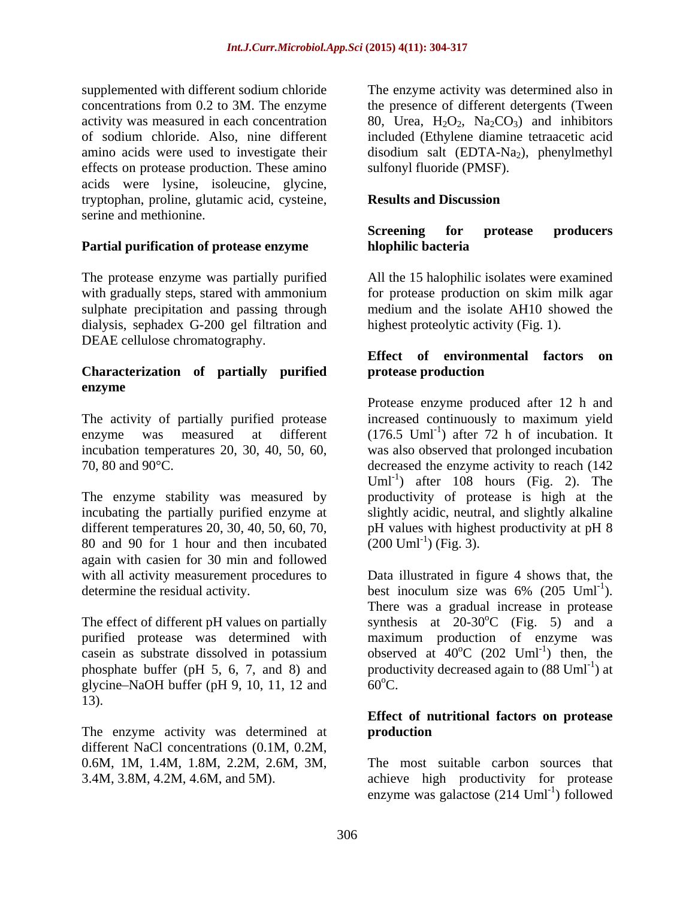supplemented with different sodium chloride concentrations from 0.2 to 3M. The enzyme activity was measured in each concentration of sodium chloride. Also, nine different amino acids were used to investigate their effects on protease production. These amino acids were lysine, isoleucine, glycine, tryptophan, proline, glutamic acid, cysteine, serine and methionine.

### Partial purification of protease enzyme

The protease enzyme was partially purified with gradually steps, stared with ammonium sulphate precipitation and passing through dialysis, sephadex G-200 gel filtration and DEAE cellulose chromatography.

### Characterization of partially purified enzyme

The activity of partially purified protease enzyme was measured at different incubation temperatures 20, 30, 40, 50, 60, 70, 80 and 90°C.

The enzyme stability was measured by incubating the partially purified enzyme at different temperatures 20, 30, 40, 50, 60, 70, 80 and 90 for 1 hour and then incubated again with casien for 30 min and followed with all activity measurement procedures to determine the residual activity.

The effect of different pH values on partially purified protease was determined with casein as substrate dissolved in potassium phosphate buffer (pH 5, 6, 7, and 8) and glycine–NaOH buffer (pH 9, 10, 11, 12 and 13).

The enzyme activity was determined at different NaCl concentrations (0.1M, 0.2M, 0.6M, 1M, 1.4M, 1.8M, 2.2M, 2.6M, 3M, 3.4M, 3.8M, 4.2M, 4.6M, and 5M).

The enzyme activity was determined also in the presence of different detergents (Tween 80, Urea, $H_2O_2$, $Na_2CO_3$) and inhibitors included (Ethylene diamine tetraacetic acid disodium salt (EDTA-$Na_2$), phenylmethyl sulfonyl fluoride (PMSF).

## Results and Discussion

### Screening for protease producers hlophilic bacteria

All the 15 halophilic isolates were examined for protease production on skim milk agar medium and the isolate AH10 showed the highest proteolytic activity (Fig. 1).

### Effect of environmental factors on protease production

Protease enzyme produced after 12 h and increased continuously to maximum yield (176.5 $Uml^{-1}$) after 72 h of incubation. It was also observed that prolonged incubation decreased the enzyme activity to reach (142 $Uml^{-1}$) after 108 hours (Fig. 2). The productivity of protease is high at the slightly acidic, neutral, and slightly alkaline pH values with highest productivity at pH 8 (200 $Uml^{-1}$) (Fig. 3).

Data illustrated in figure 4 shows that, the best inoculum size was 6% (205 $Uml^{-1}$). There was a gradual increase in protease synthesis at 20-30$^{o}$C (Fig. 5) and a maximum production of enzyme was observed at 40$^{o}$C (202 $Uml^{-1}$) then, the productivity decreased again to (88 $Uml^{-1}$) at 60$^{o}$C.

### Effect of nutritional factors on protease production

The most suitable carbon sources that achieve high productivity for protease enzyme was galactose (214 $Uml^{-1}$) followed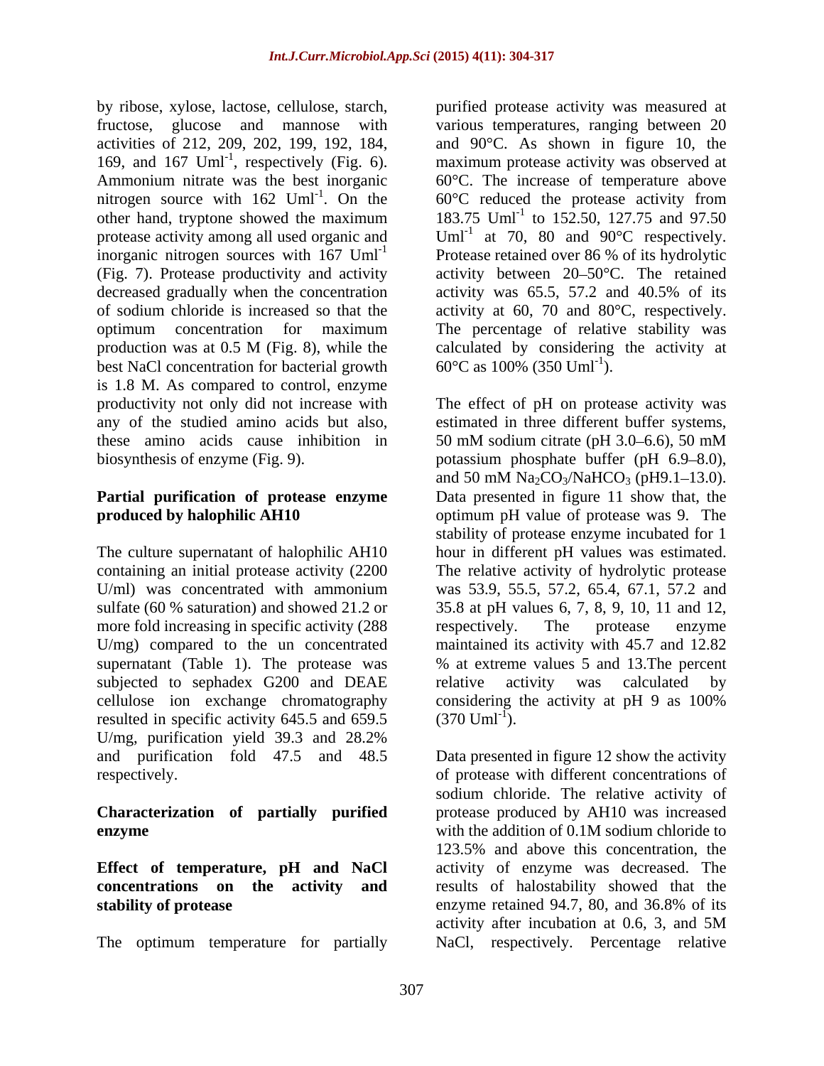by ribose, xylose, lactose, cellulose, starch, fructose, glucose and mannose with activities of 212, 209, 202, 199, 192, 184, 169, and 167 $Uml^{-1}$, respectively (Fig. 6). Ammonium nitrate was the best inorganic nitrogen source with 162 $Uml^{-1}$. On the other hand, tryptone showed the maximum protease activity among all used organic and inorganic nitrogen sources with 167 $Uml^{-1}$ (Fig. 7). Protease productivity and activity decreased gradually when the concentration of sodium chloride is increased so that the optimum concentration for maximum production was at 0.5 M (Fig. 8), while the best NaCl concentration for bacterial growth is 1.8 M. As compared to control, enzyme productivity not only did not increase with any of the studied amino acids but also, these amino acids cause inhibition in biosynthesis of enzyme (Fig. 9).

**Partial purification of protease enzyme produced by halophilic AH10**

The culture supernatant of halophilic AH10 containing an initial protease activity (2200 U/ml) was concentrated with ammonium sulfate (60 % saturation) and showed 21.2 or more fold increasing in specific activity (288 U/mg) compared to the un concentrated supernatant (Table 1). The protease was subjected to sephadex G200 and DEAE cellulose ion exchange chromatography resulted in specific activity 645.5 and 659.5 U/mg, purification yield 39.3 and 28.2% and purification fold 47.5 and 48.5 respectively.

**Characterization of partially purified enzyme**

**Effect of temperature, pH and NaCl concentrations on the activity and stability of protease**

The optimum temperature for partially purified protease activity was measured at various temperatures, ranging between 20 and 90°C. As shown in figure 10, the maximum protease activity was observed at 60°C. The increase of temperature above 60°C reduced the protease activity from 183.75 $Uml^{-1}$ to 152.50, 127.75 and 97.50 $Uml^{-1}$ at 70, 80 and 90°C respectively. Protease retained over 86 % of its hydrolytic activity between 20–50°C. The retained activity was 65.5, 57.2 and 40.5% of its activity at 60, 70 and 80°C, respectively. The percentage of relative stability was calculated by considering the activity at 60°C as 100% (350 $Uml^{-1}$).

The effect of pH on protease activity was estimated in three different buffer systems, 50 mM sodium citrate (pH 3.0–6.6), 50 mM potassium phosphate buffer (pH 6.9–8.0), and 50 mM $Na_2CO_3/NaHCO_3$ (pH9.1–13.0). Data presented in figure 11 show that, the optimum pH value of protease was 9. The stability of protease enzyme incubated for 1 hour in different pH values was estimated. The relative activity of hydrolytic protease was 53.9, 55.5, 57.2, 65.4, 67.1, 57.2 and 35.8 at pH values 6, 7, 8, 9, 10, 11 and 12, respectively. The protease enzyme maintained its activity with 45.7 and 12.82 % at extreme values 5 and 13.The percent relative activity was calculated by considering the activity at pH 9 as 100% (370 $Uml^{-1}$).

Data presented in figure 12 show the activity of protease with different concentrations of sodium chloride. The relative activity of protease produced by AH10 was increased with the addition of 0.1M sodium chloride to 123.5% and above this concentration, the activity of enzyme was decreased. The results of halostability showed that the enzyme retained 94.7, 80, and 36.8% of its activity after incubation at 0.6, 3, and 5M NaCl, respectively. Percentage relative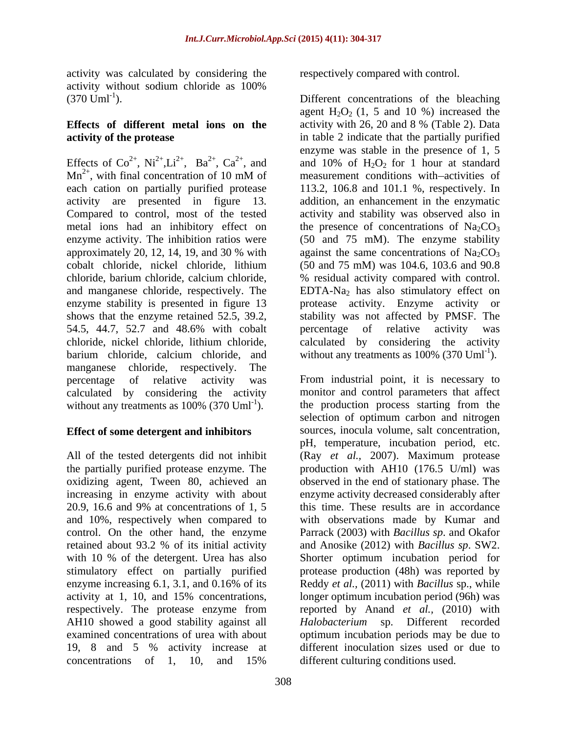activity was calculated by considering the activity without sodium chloride as 100% (370 $Uml^{-1}$).

**Effects of different metal ions on the activity of the protease**

Effects of $Co^{2+}$, $Ni^{2+}$,$Li^{2+}$, $Ba^{2+}$, $Ca^{2+}$, and $Mn^{2+}$, with final concentration of 10 mM of each cation on partially purified protease activity are presented in figure 13. Compared to control, most of the tested metal ions had an inhibitory effect on enzyme activity. The inhibition ratios were approximately 20, 12, 14, 19, and 30 % with cobalt chloride, nickel chloride, lithium chloride, barium chloride, calcium chloride, and manganese chloride, respectively. The enzyme stability is presented in figure 13 shows that the enzyme retained 52.5, 39.2, 54.5, 44.7, 52.7 and 48.6% with cobalt chloride, nickel chloride, lithium chloride, barium chloride, calcium chloride, and manganese chloride, respectively. The percentage of relative activity was calculated by considering the activity without any treatments as 100% (370 $Uml^{-1}$).

**Effect of some detergent and inhibitors**

All of the tested detergents did not inhibit the partially purified protease enzyme. The oxidizing agent, Tween 80, achieved an increasing in enzyme activity with about 20.9, 16.6 and 9% at concentrations of 1, 5 and 10%, respectively when compared to control. On the other hand, the enzyme retained about 93.2 % of its initial activity with 10 % of the detergent. Urea has also stimulatory effect on partially purified enzyme increasing 6.1, 3.1, and 0.16% of its activity at 1, 10, and 15% concentrations, respectively. The protease enzyme from AH10 showed a good stability against all examined concentrations of urea with about 19, 8 and 5 % activity increase at concentrations of 1, 10, and 15% respectively compared with control.

Different concentrations of the bleaching agent $H_2O_2$ (1, 5 and 10 %) increased the activity with 26, 20 and 8 % (Table 2). Data in table 2 indicate that the partially purified enzyme was stable in the presence of 1, 5 and 10% of $H_2O_2$ for 1 hour at standard measurement conditions with–activities of 113.2, 106.8 and 101.1 %, respectively. In addition, an enhancement in the enzymatic activity and stability was observed also in the presence of concentrations of $Na_2CO_3$ (50 and 75 mM). The enzyme stability against the same concentrations of $Na_2CO_3$ (50 and 75 mM) was 104.6, 103.6 and 90.8 % residual activity compared with control. EDTA-$Na_2$ has also stimulatory effect on protease activity. Enzyme activity or stability was not affected by PMSF. The percentage of relative activity was calculated by considering the activity without any treatments as 100% (370 $Uml^{-1}$).

From industrial point, it is necessary to monitor and control parameters that affect the production process starting from the selection of optimum carbon and nitrogen sources, inocula volume, salt concentration, pH, temperature, incubation period, etc. (Ray *et al.,* 2007). Maximum protease production with AH10 (176.5 U/ml) was observed in the end of stationary phase. The enzyme activity decreased considerably after this time. These results are in accordance with observations made by Kumar and Parrack (2003) with *Bacillus sp*. and Okafor and Anosike (2012) with *Bacillus sp*. SW2. Shorter optimum incubation period for protease production (48h) was reported by Reddy *et al.,* (2011) with *Bacillus* sp., while longer optimum incubation period (96h) was reported by Anand *et al.,* (2010) with *Halobacterium* sp. Different recorded optimum incubation periods may be due to different inoculation sizes used or due to different culturing conditions used.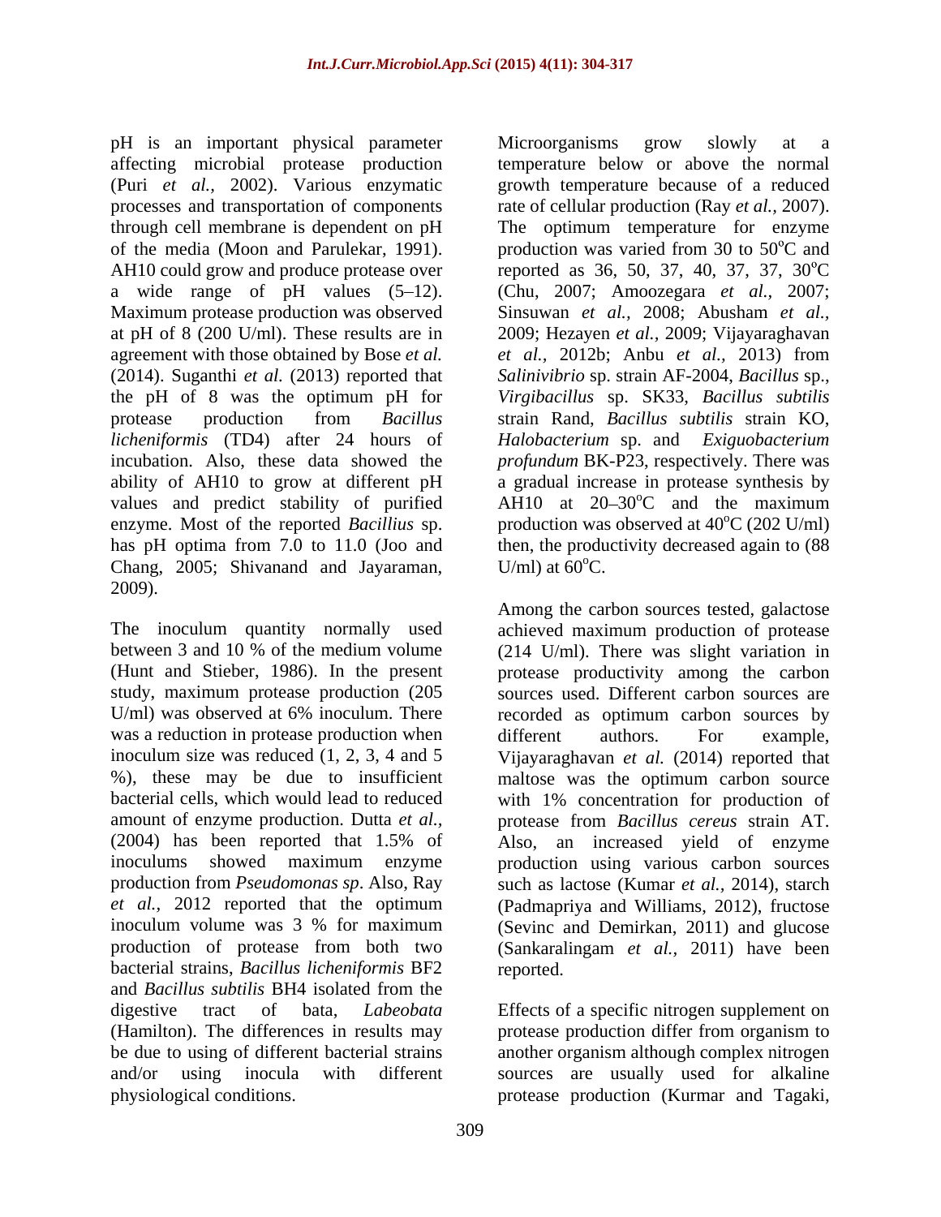pH is an important physical parameter affecting microbial protease production (Puri *et al.*, 2002). Various enzymatic processes and transportation of components through cell membrane is dependent on pH of the media (Moon and Parulekar, 1991). AH10 could grow and produce protease over a wide range of pH values (5–12). Maximum protease production was observed at pH of 8 (200 U/ml). These results are in agreement with those obtained by Bose *et al.* (2014). Suganthi *et al.* (2013) reported that the pH of 8 was the optimum pH for protease production from *Bacillus licheniformis* (TD4) after 24 hours of incubation. Also, these data showed the ability of AH10 to grow at different pH values and predict stability of purified enzyme. Most of the reported *Bacillius* sp. has pH optima from 7.0 to 11.0 (Joo and Chang, 2005; Shivanand and Jayaraman, 2009).

The inoculum quantity normally used between 3 and 10 % of the medium volume (Hunt and Stieber, 1986). In the present study, maximum protease production (205 U/ml) was observed at 6% inoculum. There was a reduction in protease production when inoculum size was reduced (1, 2, 3, 4 and 5 %), these may be due to insufficient bacterial cells, which would lead to reduced amount of enzyme production. Dutta *et al.*, (2004) has been reported that 1.5% of inoculums showed maximum enzyme production from *Pseudomonas sp*. Also, Ray *et al.*, 2012 reported that the optimum inoculum volume was 3 % for maximum production of protease from both two bacterial strains, *Bacillus licheniformis* BF2 and *Bacillus subtilis* BH4 isolated from the digestive tract of bata, *Labeobata* (Hamilton). The differences in results may be due to using of different bacterial strains and/or using inocula with different physiological conditions.

Microorganisms grow slowly at a temperature below or above the normal growth temperature because of a reduced rate of cellular production (Ray *et al.*, 2007). The optimum temperature for enzyme production was varied from 30 to 50°C and reported as 36, 50, 37, 40, 37, 37, 30°C (Chu, 2007; Amoozegara *et al.*, 2007; Sinsuwan *et al.*, 2008; Abusham *et al.*, 2009; Hezayen *et al.*, 2009; Vijayaraghavan *et al.*, 2012b; Anbu *et al.*, 2013) from *Salinivibrio* sp. strain AF-2004, *Bacillus* sp., *Virgibacillus* sp. SK33, *Bacillus subtilis* strain Rand, *Bacillus subtilis* strain KO, *Halobacterium* sp. and *Exiguobacterium profundum* BK-P23, respectively. There was a gradual increase in protease synthesis by AH10 at 20–30°C and the maximum production was observed at 40°C (202 U/ml) then, the productivity decreased again to (88 U/ml) at 60°C.

Among the carbon sources tested, galactose achieved maximum production of protease (214 U/ml). There was slight variation in protease productivity among the carbon sources used. Different carbon sources are recorded as optimum carbon sources by different authors. For example, Vijayaraghavan *et al.* (2014) reported that maltose was the optimum carbon source with 1% concentration for production of protease from *Bacillus cereus* strain AT. Also, an increased yield of enzyme production using various carbon sources such as lactose (Kumar *et al.*, 2014), starch (Padmapriya and Williams, 2012), fructose (Sevinc and Demirkan, 2011) and glucose (Sankaralingam *et al.*, 2011) have been reported.

Effects of a specific nitrogen supplement on protease production differ from organism to another organism although complex nitrogen sources are usually used for alkaline protease production (Kurmar and Tagaki,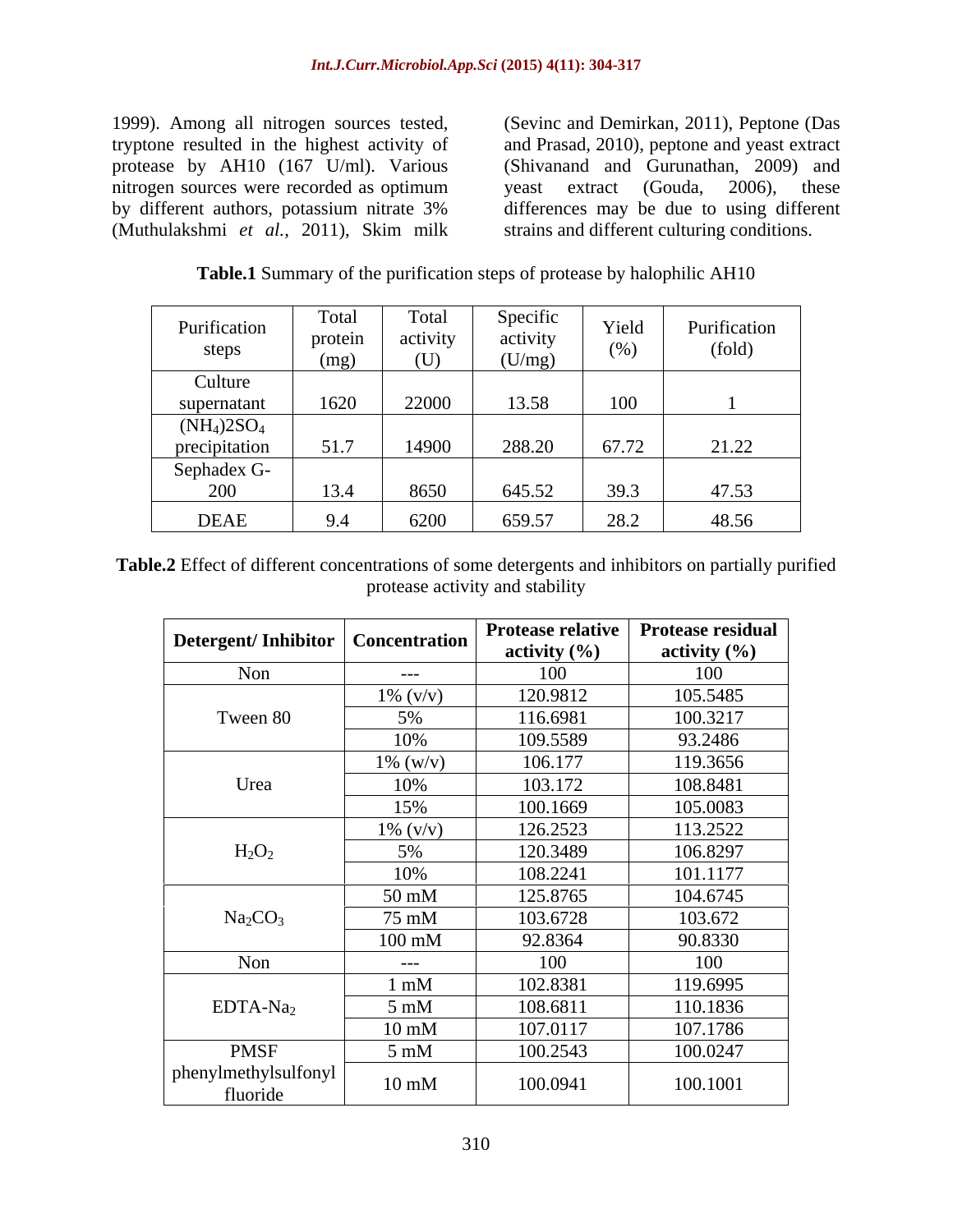1999). Among all nitrogen sources tested, tryptone resulted in the highest activity of protease by AH10 (167 U/ml). Various nitrogen sources were recorded as optimum by different authors, potassium nitrate 3% (Muthulakshmi *et al.*, 2011), Skim milk (Sevinc and Demirkan, 2011), Peptone (Das and Prasad, 2010), peptone and yeast extract (Shivanand and Gurunathan, 2009) and yeast extract (Gouda, 2006), these differences may be due to using different strains and different culturing conditions.

**Table.1** Summary of the purification steps of protease by halophilic AH10

| Purification steps | Total protein (mg) | Total activity (U) | Specific activity (U/mg) | Yield (%) | Purification (fold) |
|---|---|---|---|---|---|
| Culture supernatant | 1620 | 22000 | 13.58 | 100 | 1 |
| $(NH_4)2SO_4$ precipitation | 51.7 | 14900 | 288.20 | 67.72 | 21.22 |
| Sephadex G-200 | 13.4 | 8650 | 645.52 | 39.3 | 47.53 |
| DEAE | 9.4 | 6200 | 659.57 | 28.2 | 48.56 |

**Table.2** Effect of different concentrations of some detergents and inhibitors on partially purified protease activity and stability

| Detergent/ Inhibitor | Concentration | Protease relative activity (%) | Protease residual activity (%) |
|---|---|---|---|
| Non | --- | 100 | 100 |
| Tween 80 | 1% (v/v) | 120.9812 | 105.5485 |
| | 5% | 116.6981 | 100.3217 |
| | 10% | 109.5589 | 93.2486 |
| Urea | 1% (w/v) | 106.177 | 119.3656 |
| | 10% | 103.172 | 108.8481 |
| | 15% | 100.1669 | 105.0083 |
| $H_2O_2$ | 1% (v/v) | 126.2523 | 113.2522 |
| | 5% | 120.3489 | 106.8297 |
| | 10% | 108.2241 | 101.1177 |
| $Na_2CO_3$ | 50 mM | 125.8765 | 104.6745 |
| | 75 mM | 103.6728 | 103.672 |
| | 100 mM | 92.8364 | 90.8330 |
| Non | --- | 100 | 100 |
| $EDTA\text{-}Na_2$ | 1 mM | 102.8381 | 119.6995 |
| | 5 mM | 108.6811 | 110.1836 |
| | 10 mM | 107.0117 | 107.1786 |
| PMSF phenylmethylsulfonyl fluoride | 5 mM | 100.2543 | 100.0247 |
| | 10 mM | 100.0941 | 100.1001 |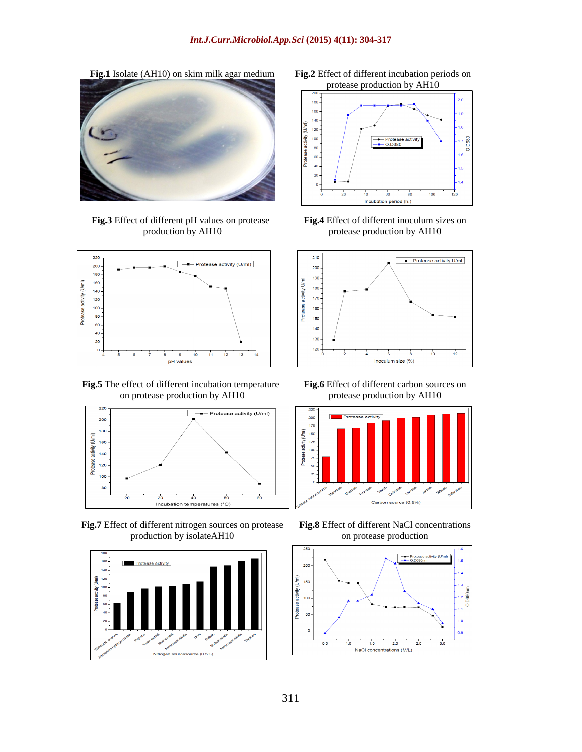**Fig.1** Isolate (AH10) on skim milk agar medium

**Fig.2** Effect of different incubation periods on protease production by AH10

**Fig.3** Effect of different pH values on protease production by AH10

**Fig.4** Effect of different inoculum sizes on protease production by AH10

**Fig.5** The effect of different incubation temperature on protease production by AH10

**Fig.6** Effect of different carbon sources on protease production by AH10

**Fig.7** Effect of different nitrogen sources on protease production by isolateAH10

**Fig.8** Effect of different NaCl concentrations on protease production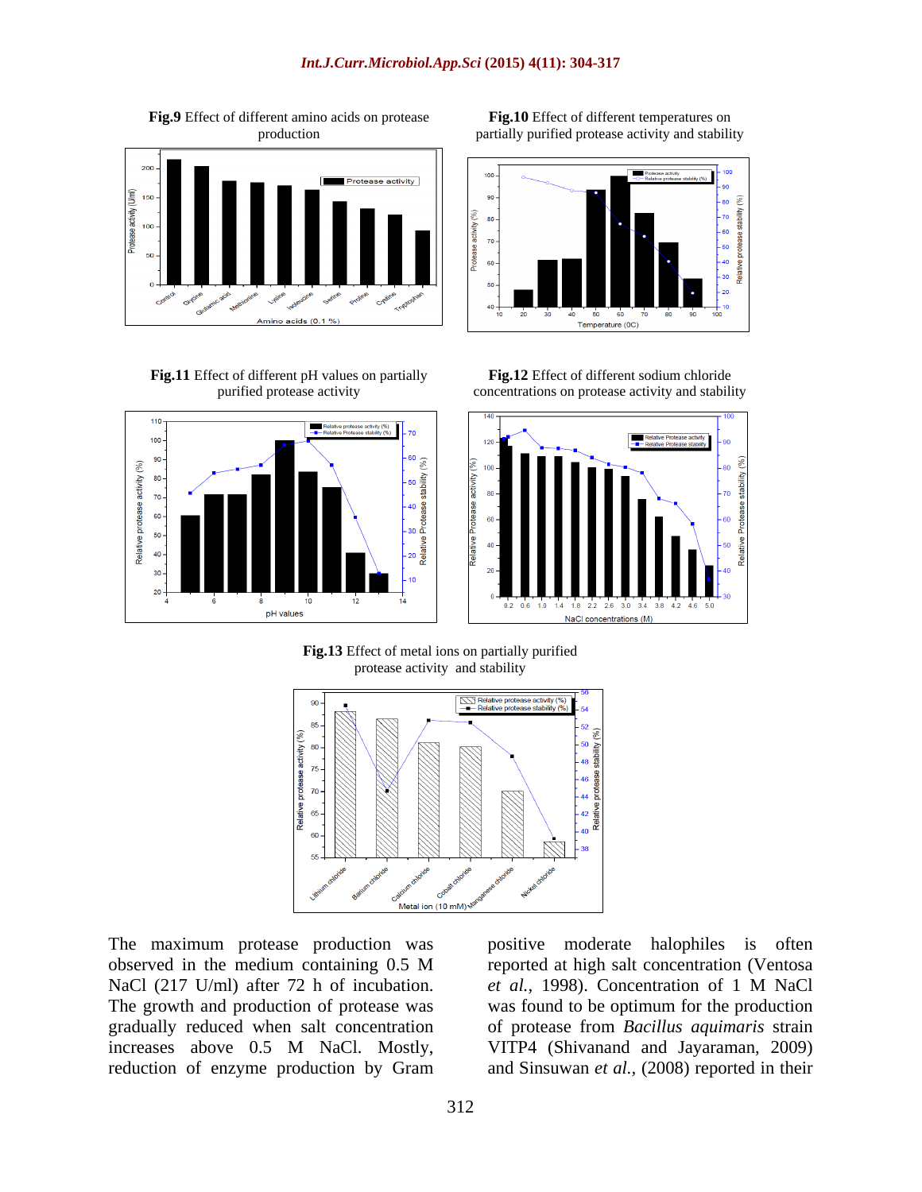**Fig.9** Effect of different amino acids on protease production

**Fig.10** Effect of different temperatures on partially purified protease activity and stability

**Fig.11** Effect of different pH values on partially purified protease activity

**Fig.12** Effect of different sodium chloride concentrations on protease activity and stability

**Fig.13** Effect of metal ions on partially purified protease activity and stability

The maximum protease production was observed in the medium containing 0.5 M NaCl (217 U/ml) after 72 h of incubation. The growth and production of protease was gradually reduced when salt concentration increases above 0.5 M NaCl. Mostly, reduction of enzyme production by Gram positive moderate halophiles is often reported at high salt concentration (Ventosa *et al.*, 1998). Concentration of 1 M NaCl was found to be optimum for the production of protease from *Bacillus aquimaris* strain VITP4 (Shivanand and Jayaraman, 2009) and Sinsuwan *et al.*, (2008) reported in their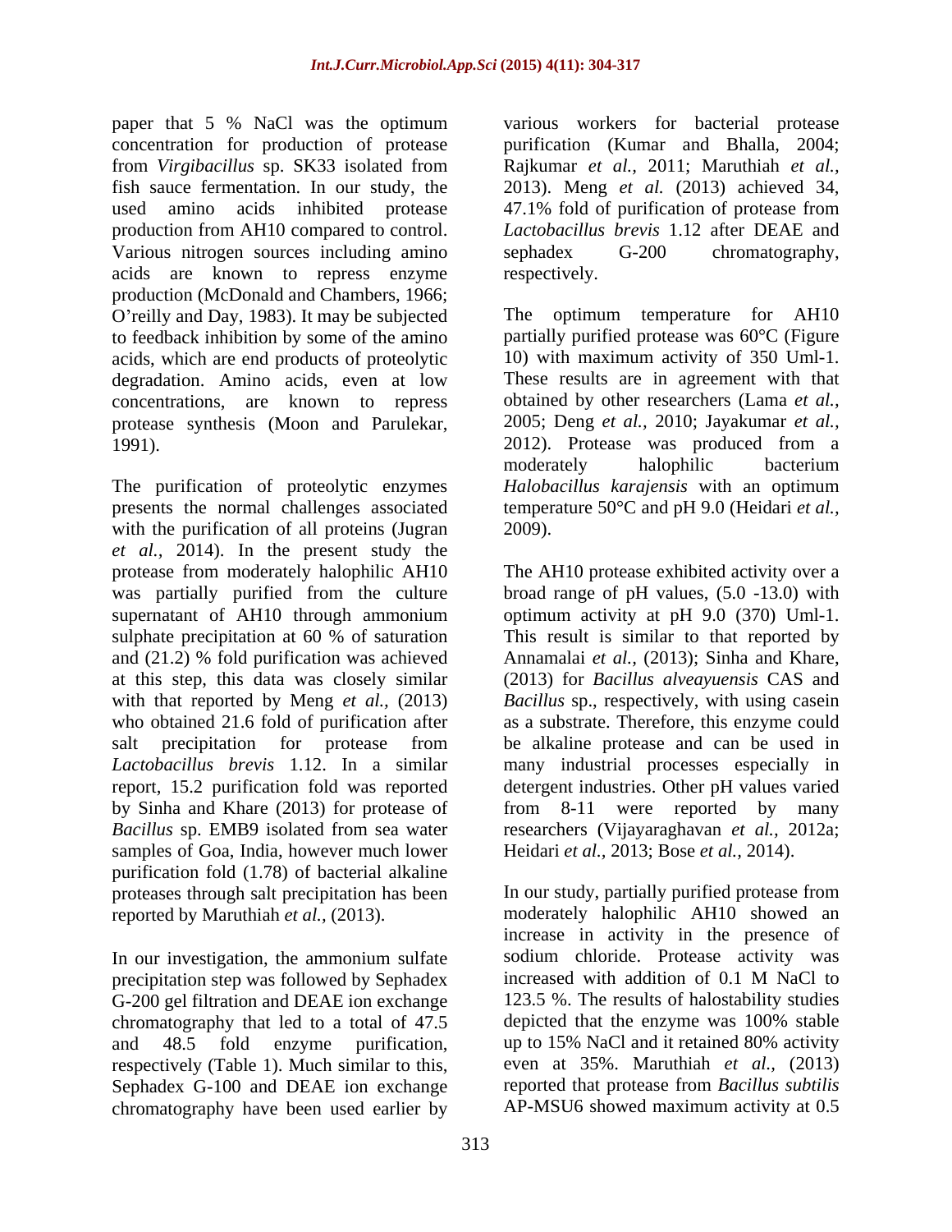paper that 5 % NaCl was the optimum concentration for production of protease from *Virgibacillus* sp. SK33 isolated from fish sauce fermentation. In our study, the used amino acids inhibited protease production from AH10 compared to control. Various nitrogen sources including amino acids are known to repress enzyme production (McDonald and Chambers, 1966; O'reilly and Day, 1983). It may be subjected to feedback inhibition by some of the amino acids, which are end products of proteolytic degradation. Amino acids, even at low concentrations, are known to repress protease synthesis (Moon and Parulekar, 1991).

The purification of proteolytic enzymes presents the normal challenges associated with the purification of all proteins (Jugran *et al.,* 2014). In the present study the protease from moderately halophilic AH10 was partially purified from the culture supernatant of AH10 through ammonium sulphate precipitation at 60 % of saturation and (21.2) % fold purification was achieved at this step, this data was closely similar with that reported by Meng *et al.,* (2013) who obtained 21.6 fold of purification after salt precipitation for protease from *Lactobacillus brevis* 1.12. In a similar report, 15.2 purification fold was reported by Sinha and Khare (2013) for protease of *Bacillus* sp. EMB9 isolated from sea water samples of Goa, India, however much lower purification fold (1.78) of bacterial alkaline proteases through salt precipitation has been reported by Maruthiah *et al.,* (2013).

In our investigation, the ammonium sulfate precipitation step was followed by Sephadex G-200 gel filtration and DEAE ion exchange chromatography that led to a total of 47.5 and 48.5 fold enzyme purification, respectively (Table 1). Much similar to this, Sephadex G-100 and DEAE ion exchange chromatography have been used earlier by various workers for bacterial protease purification (Kumar and Bhalla, 2004; Rajkumar *et al.,* 2011; Maruthiah *et al.,* 2013). Meng *et al.* (2013) achieved 34, 47.1% fold of purification of protease from *Lactobacillus brevis* 1.12 after DEAE and sephadex G-200 chromatography, respectively.

The optimum temperature for AH10 partially purified protease was 60°C (Figure 10) with maximum activity of 350 Uml-1. These results are in agreement with that obtained by other researchers (Lama *et al.,* 2005; Deng *et al.,* 2010; Jayakumar *et al.,* 2012). Protease was produced from a moderately halophilic bacterium *Halobacillus karajensis* with an optimum temperature 50°C and pH 9.0 (Heidari *et al.,* 2009).

The AH10 protease exhibited activity over a broad range of pH values, (5.0 -13.0) with optimum activity at pH 9.0 (370) Uml-1. This result is similar to that reported by Annamalai *et al.,* (2013); Sinha and Khare, (2013) for *Bacillus alveayuensis* CAS and *Bacillus* sp., respectively, with using casein as a substrate. Therefore, this enzyme could be alkaline protease and can be used in many industrial processes especially in detergent industries. Other pH values varied from 8-11 were reported by many researchers (Vijayaraghavan *et al.,* 2012a; Heidari *et al.,* 2013; Bose *et al.,* 2014).

In our study, partially purified protease from moderately halophilic AH10 showed an increase in activity in the presence of sodium chloride. Protease activity was increased with addition of 0.1 M NaCl to 123.5 %. The results of halostability studies depicted that the enzyme was 100% stable up to 15% NaCl and it retained 80% activity even at 35%. Maruthiah *et al.,* (2013) reported that protease from *Bacillus subtilis* AP-MSU6 showed maximum activity at 0.5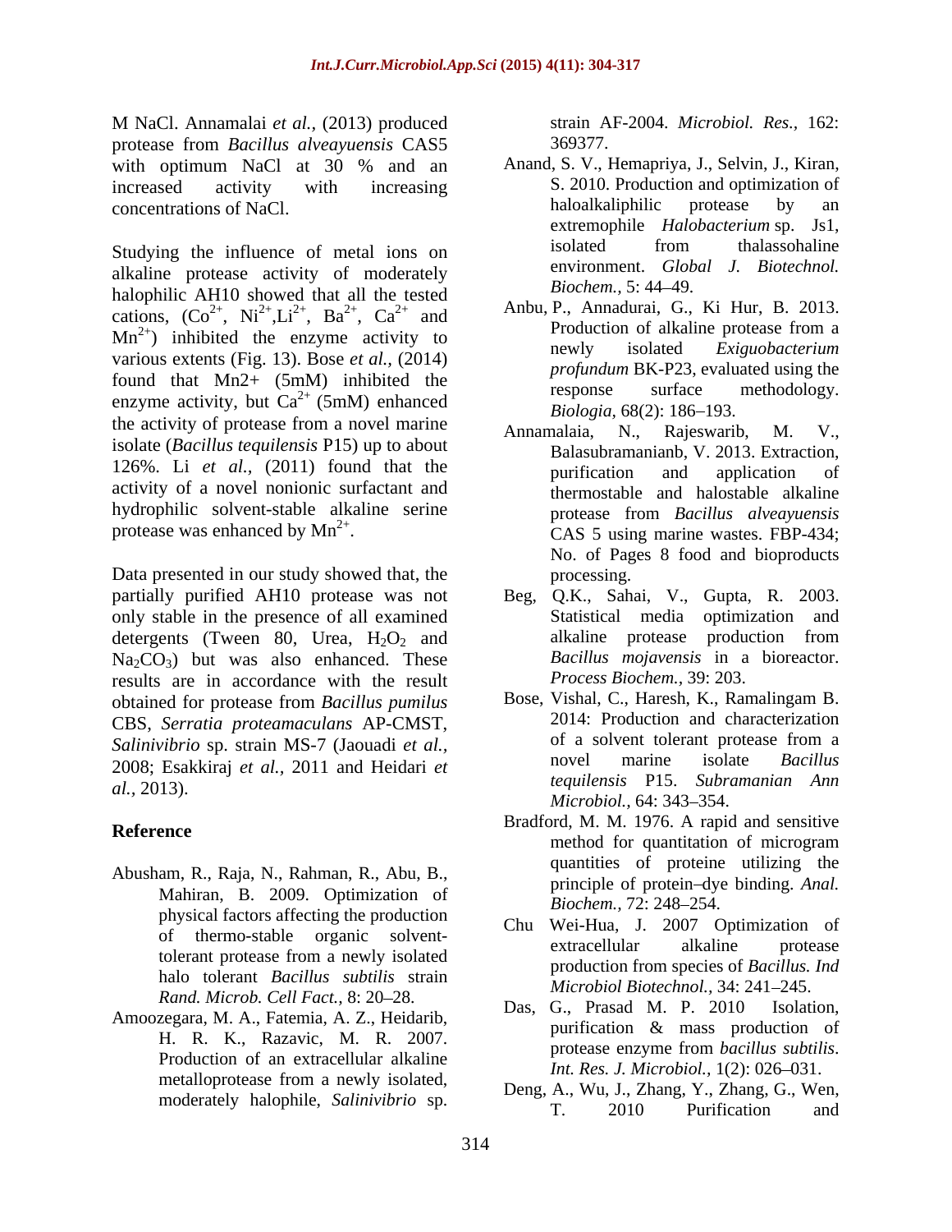M NaCl. Annamalai *et al.,* (2013) produced protease from *Bacillus alveayuensis* CAS5 with optimum NaCl at 30 % and an increased activity with increasing concentrations of NaCl.

Studying the influence of metal ions on alkaline protease activity of moderately halophilic AH10 showed that all the tested cations, ($Co^{2+}$, $Ni^{2+}$,$Li^{2+}$, $Ba^{2+}$, $Ca^{2+}$ and $Mn^{2+}$) inhibited the enzyme activity to various extents (Fig. 13). Bose *et al.,* (2014) found that Mn2+ (5mM) inhibited the enzyme activity, but $Ca^{2+}$ (5mM) enhanced the activity of protease from a novel marine isolate (*Bacillus tequilensis* P15) up to about 126%. Li *et al.,* (2011) found that the activity of a novel nonionic surfactant and hydrophilic solvent-stable alkaline serine protease was enhanced by $Mn^{2+}$.

Data presented in our study showed that, the partially purified AH10 protease was not only stable in the presence of all examined detergents (Tween 80, Urea, $H_2O_2$ and $Na_2CO_3$) but was also enhanced. These results are in accordance with the result obtained for protease from *Bacillus pumilus* CBS, *Serratia proteamaculans* AP-CMST, *Salinivibrio* sp. strain MS-7 (Jaouadi *et al.,* 2008; Esakkiraj *et al.,* 2011 and Heidari *et al.,* 2013).

## Reference

Abusham, R., Raja, N., Rahman, R., Abu, B., Mahiran, B. 2009. Optimization of physical factors affecting the production of thermo-stable organic solvent-tolerant protease from a newly isolated halo tolerant *Bacillus subtilis* strain *Rand. Microb. Cell Fact.,* 8: 20–28.

Amoozegara, M. A., Fatemia, A. Z., Heidarib, H. R. K., Razavic, M. R. 2007. Production of an extracellular alkaline metalloprotease from a newly isolated, moderately halophile, *Salinivibrio* sp. strain AF-2004. *Microbiol. Res.,* 162: 369377.

Anand, S. V., Hemapriya, J., Selvin, J., Kiran, S. 2010. Production and optimization of haloalkaliphilic protease by an extremophile *Halobacterium* sp. Js1, isolated from thalassohaline environment. *Global J. Biotechnol. Biochem.,* 5: 44–49.

Anbu, P., Annadurai, G., Ki Hur, B. 2013. Production of alkaline protease from a newly isolated *Exiguobacterium profundum* BK-P23, evaluated using the response surface methodology. *Biologia,* 68(2): 186–193.

Annamalaia, N., Rajeswarib, M. V., Balasubramanianb, V. 2013. Extraction, purification and application of thermostable and halostable alkaline protease from *Bacillus alveayuensis* CAS 5 using marine wastes. FBP-434; No. of Pages 8 food and bioproducts processing.

Beg, Q.K., Sahai, V., Gupta, R. 2003. Statistical media optimization and alkaline protease production from *Bacillus mojavensis* in a bioreactor. *Process Biochem.,* 39: 203.

Bose, Vishal, C., Haresh, K., Ramalingam B. 2014: Production and characterization of a solvent tolerant protease from a novel marine isolate *Bacillus tequilensis* P15. *Subramanian Ann Microbiol.,* 64: 343–354.

Bradford, M. M. 1976. A rapid and sensitive method for quantitation of microgram quantities of proteine utilizing the principle of protein–dye binding. *Anal. Biochem.,* 72: 248–254.

Chu Wei-Hua, J. 2007 Optimization of extracellular alkaline protease production from species of *Bacillus. Ind Microbiol Biotechnol.,* 34: 241–245.

Das, G., Prasad M. P. 2010 Isolation, purification & mass production of protease enzyme from *bacillus subtilis*. *Int. Res. J. Microbiol.,* 1(2): 026–031.

Deng, A., Wu, J., Zhang, Y., Zhang, G., Wen, T. 2010 Purification and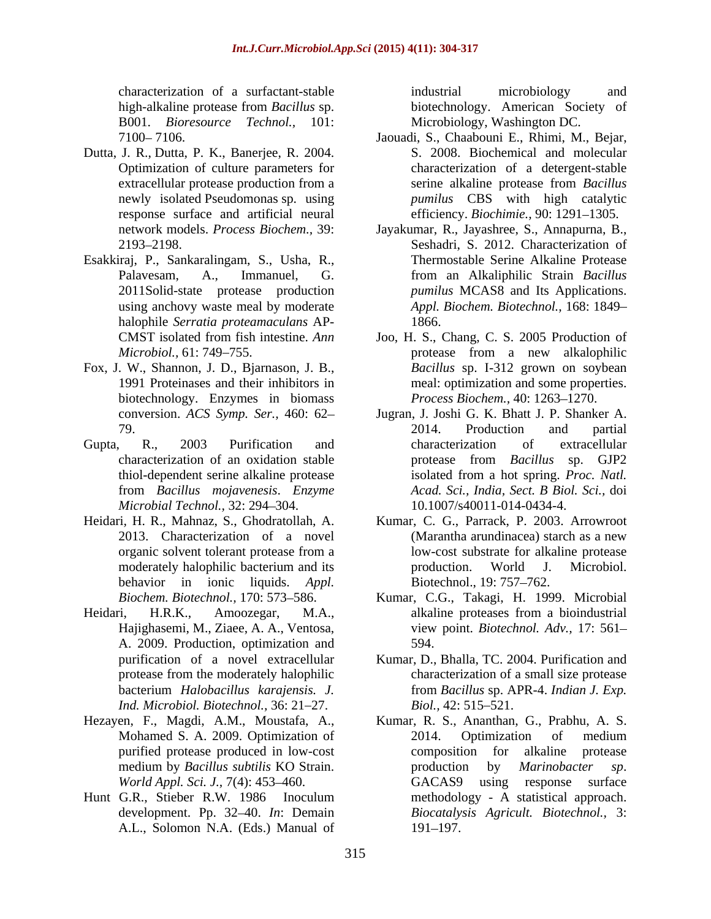characterization of a surfactant-stable high-alkaline protease from *Bacillus* sp. B001. *Bioresource Technol.,* 101: 7100– 7106.

Dutta, J. R., Dutta, P. K., Banerjee, R. 2004. Optimization of culture parameters for extracellular protease production from a newly isolated Pseudomonas sp. using response surface and artificial neural network models. *Process Biochem.,* 39: 2193–2198.

Esakkiraj, P., Sankaralingam, S., Usha, R., Palavesam, A., Immanuel, G. 2011Solid-state protease production using anchovy waste meal by moderate halophile *Serratia proteamaculans* AP-CMST isolated from fish intestine. *Ann Microbiol.,* 61: 749–755.

Fox, J. W., Shannon, J. D., Bjarnason, J. B., 1991 Proteinases and their inhibitors in biotechnology. Enzymes in biomass conversion. *ACS Symp. Ser.,* 460: 62–79.

Gupta, R., 2003 Purification and characterization of an oxidation stable thiol-dependent serine alkaline protease from *Bacillus mojavenesis*. *Enzyme Microbial Technol.,* 32: 294–304.

Heidari, H. R., Mahnaz, S., Ghodratollah, A. 2013. Characterization of a novel organic solvent tolerant protease from a moderately halophilic bacterium and its behavior in ionic liquids. *Appl. Biochem. Biotechnol.,* 170: 573–586.

Heidari, H.R.K., Amoozegar, M.A., Hajighasemi, M., Ziaee, A. A., Ventosa, A. 2009. Production, optimization and purification of a novel extracellular protease from the moderately halophilic bacterium *Halobacillus karajensis. J. Ind. Microbiol. Biotechnol.,* 36: 21–27.

Hezayen, F., Magdi, A.M., Moustafa, A., Mohamed S. A. 2009. Optimization of purified protease produced in low-cost medium by *Bacillus subtilis* KO Strain. *World Appl. Sci. J.,* 7(4): 453–460.

Hunt G.R., Stieber R.W. 1986 Inoculum development. Pp. 32–40. *In*: Demain A.L., Solomon N.A. (Eds.) Manual of industrial microbiology and biotechnology. American Society of Microbiology, Washington DC.

Jaouadi, S., Chaabouni E., Rhimi, M., Bejar, S. 2008. Biochemical and molecular characterization of a detergent-stable serine alkaline protease from *Bacillus pumilus* CBS with high catalytic efficiency. *Biochimie.,* 90: 1291–1305.

Jayakumar, R., Jayashree, S., Annapurna, B., Seshadri, S. 2012. Characterization of Thermostable Serine Alkaline Protease from an Alkaliphilic Strain *Bacillus pumilus* MCAS8 and Its Applications. *Appl. Biochem. Biotechnol.,* 168: 1849–1866.

Joo, H. S., Chang, C. S. 2005 Production of protease from a new alkalophilic *Bacillus* sp. I-312 grown on soybean meal: optimization and some properties. *Process Biochem.,* 40: 1263–1270.

Jugran, J. Joshi G. K. Bhatt J. P. Shanker A. 2014. Production and partial characterization of extracellular protease from *Bacillus* sp. GJP2 isolated from a hot spring. *Proc. Natl. Acad. Sci., India, Sect. B Biol. Sci.,* doi 10.1007/s40011-014-0434-4.

Kumar, C. G., Parrack, P. 2003. Arrowroot (Marantha arundinacea) starch as a new low-cost substrate for alkaline protease production. World J. Microbiol. Biotechnol., 19: 757–762.

Kumar, C.G., Takagi, H. 1999. Microbial alkaline proteases from a bioindustrial view point. *Biotechnol. Adv.,* 17: 561–594.

Kumar, D., Bhalla, TC. 2004. Purification and characterization of a small size protease from *Bacillus* sp. APR-4. *Indian J. Exp. Biol.,* 42: 515–521.

Kumar, R. S., Ananthan, G., Prabhu, A. S. 2014. Optimization of medium composition for alkaline protease production by *Marinobacter sp*. GACAS9 using response surface methodology - A statistical approach. *Biocatalysis Agricult. Biotechnol.,* 3: 191–197.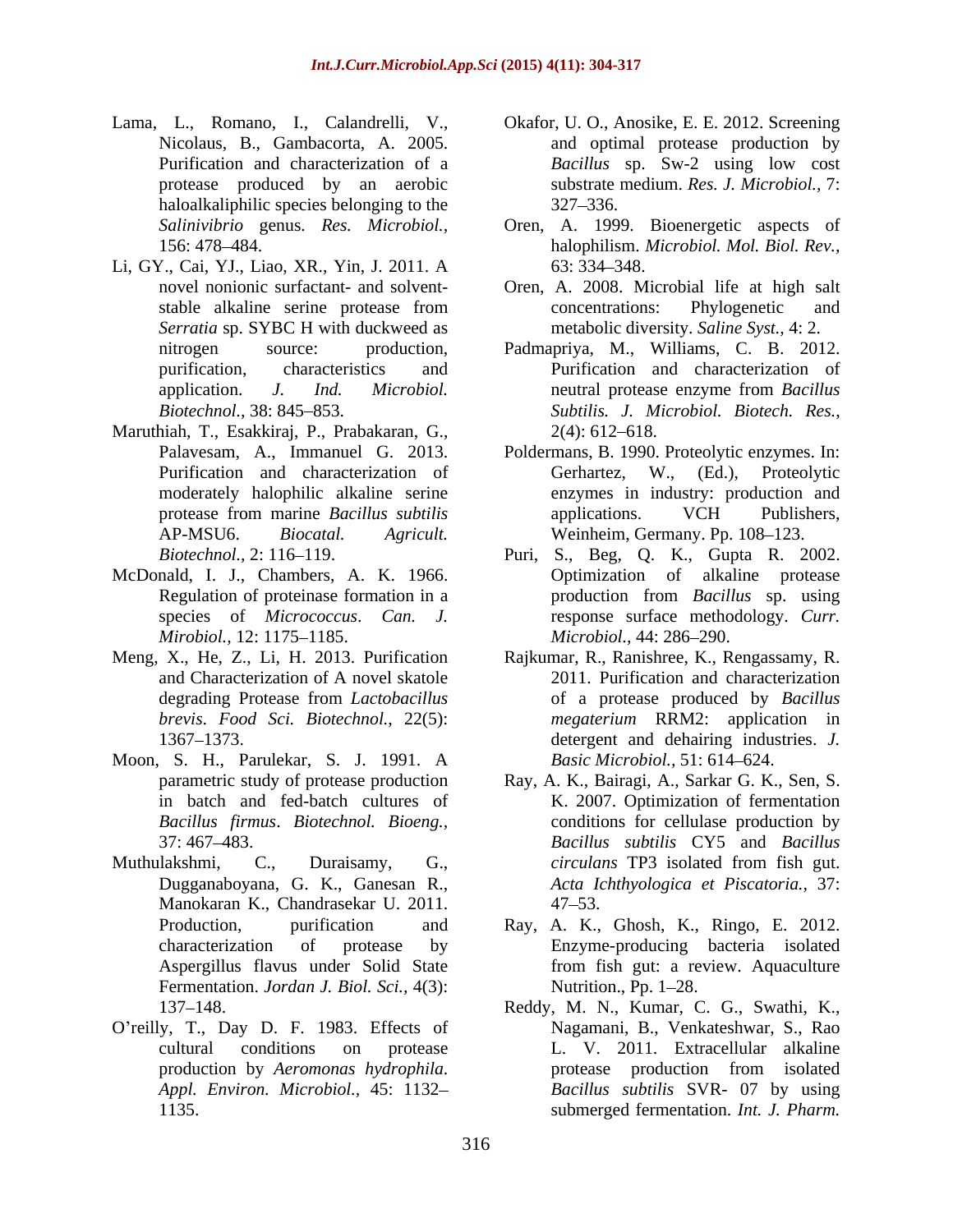Lama, L., Romano, I., Calandrelli, V., Nicolaus, B., Gambacorta, A. 2005. Purification and characterization of a protease produced by an aerobic haloalkaliphilic species belonging to the *Salinivibrio* genus. *Res. Microbiol.*, 156: 478–484.

Li, GY., Cai, YJ., Liao, XR., Yin, J. 2011. A novel nonionic surfactant- and solvent-stable alkaline serine protease from *Serratia* sp. SYBC H with duckweed as nitrogen source: production, purification, characteristics and application. *J. Ind. Microbiol. Biotechnol.*, 38: 845–853.

Maruthiah, T., Esakkiraj, P., Prabakaran, G., Palavesam, A., Immanuel G. 2013. Purification and characterization of moderately halophilic alkaline serine protease from marine *Bacillus subtilis* AP-MSU6. *Biocatal. Agricult. Biotechnol.*, 2: 116–119.

McDonald, I. J., Chambers, A. K. 1966. Regulation of proteinase formation in a species of *Micrococcus*. *Can. J. Mirobiol.*, 12: 1175–1185.

Meng, X., He, Z., Li, H. 2013. Purification and Characterization of A novel skatole degrading Protease from *Lactobacillus brevis*. *Food Sci. Biotechnol.*, 22(5): 1367–1373.

Moon, S. H., Parulekar, S. J. 1991. A parametric study of protease production in batch and fed-batch cultures of *Bacillus firmus*. *Biotechnol. Bioeng.*, 37: 467–483.

Muthulakshmi, C., Duraisamy, G., Dugganaboyana, G. K., Ganesan R., Manokaran K., Chandrasekar U. 2011. Production, purification and characterization of protease by Aspergillus flavus under Solid State Fermentation. *Jordan J. Biol. Sci.*, 4(3): 137–148.

O'reilly, T., Day D. F. 1983. Effects of cultural conditions on protease production by *Aeromonas hydrophila*. *Appl. Environ. Microbiol.*, 45: 1132–1135.

Okafor, U. O., Anosike, E. E. 2012. Screening and optimal protease production by *Bacillus* sp. Sw-2 using low cost substrate medium. *Res. J. Microbiol.*, 7: 327–336.

Oren, A. 1999. Bioenergetic aspects of halophilism. *Microbiol. Mol. Biol. Rev.*, 63: 334–348.

Oren, A. 2008. Microbial life at high salt concentrations: Phylogenetic and metabolic diversity. *Saline Syst.*, 4: 2.

Padmapriya, M., Williams, C. B. 2012. Purification and characterization of neutral protease enzyme from *Bacillus Subtilis. J. Microbiol. Biotech. Res.*, 2(4): 612–618.

Poldermans, B. 1990. Proteolytic enzymes. In: Gerhartez, W., (Ed.), Proteolytic enzymes in industry: production and applications. VCH Publishers, Weinheim, Germany. Pp. 108–123.

Puri, S., Beg, Q. K., Gupta R. 2002. Optimization of alkaline protease production from *Bacillus* sp. using response surface methodology. *Curr. Microbiol.*, 44: 286–290.

Rajkumar, R., Ranishree, K., Rengassamy, R. 2011. Purification and characterization of a protease produced by *Bacillus megaterium* RRM2: application in detergent and dehairing industries. *J. Basic Microbiol.*, 51: 614–624.

Ray, A. K., Bairagi, A., Sarkar G. K., Sen, S. K. 2007. Optimization of fermentation conditions for cellulase production by *Bacillus subtilis* CY5 and *Bacillus circulans* TP3 isolated from fish gut. *Acta Ichthyologica et Piscatoria.*, 37: 47–53.

Ray, A. K., Ghosh, K., Ringo, E. 2012. Enzyme-producing bacteria isolated from fish gut: a review. Aquaculture Nutrition., Pp. 1–28.

Reddy, M. N., Kumar, C. G., Swathi, K., Nagamani, B., Venkateshwar, S., Rao L. V. 2011. Extracellular alkaline protease production from isolated *Bacillus subtilis* SVR- 07 by using submerged fermentation. *Int. J. Pharm.*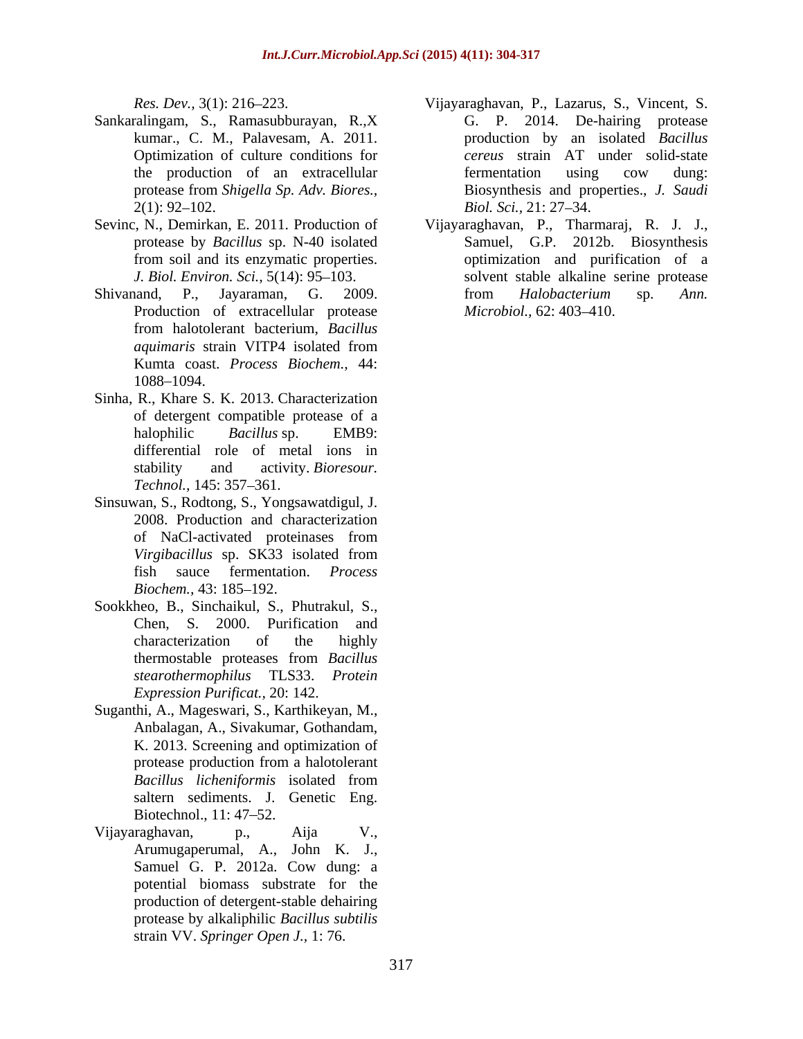*Res. Dev.,* 3(1): 216–223.

Sankaralingam, S., Ramasubburayan, R.,X kumar., C. M., Palavesam, A. 2011. Optimization of culture conditions for the production of an extracellular protease from *Shigella Sp. Adv. Biores.,* 2(1): 92–102.

Sevinc, N., Demirkan, E. 2011. Production of protease by *Bacillus* sp. N-40 isolated from soil and its enzymatic properties. *J. Biol. Environ. Sci.,* 5(14): 95–103.

Shivanand, P., Jayaraman, G. 2009. Production of extracellular protease from halotolerant bacterium, *Bacillus aquimaris* strain VITP4 isolated from Kumta coast. *Process Biochem.,* 44: 1088–1094.

Sinha, R., Khare S. K. 2013. Characterization of detergent compatible protease of a halophilic *Bacillus* sp. EMB9: differential role of metal ions in stability and activity. *Bioresour. Technol.,* 145: 357–361.

Sinsuwan, S., Rodtong, S., Yongsawatdigul, J. 2008. Production and characterization of NaCl-activated proteinases from *Virgibacillus* sp. SK33 isolated from fish sauce fermentation. *Process Biochem.,* 43: 185–192.

Sookkheo, B., Sinchaikul, S., Phutrakul, S., Chen, S. 2000. Purification and characterization of the highly thermostable proteases from *Bacillus stearothermophilus* TLS33. *Protein Expression Purificat.,* 20: 142.

Suganthi, A., Mageswari, S., Karthikeyan, M., Anbalagan, A., Sivakumar, Gothandam, K. 2013. Screening and optimization of protease production from a halotolerant *Bacillus licheniformis* isolated from saltern sediments. J. Genetic Eng. Biotechnol., 11: 47–52.

Vijayaraghavan, p., Aija V., Arumugaperumal, A., John K. J., Samuel G. P. 2012a. Cow dung: a potential biomass substrate for the production of detergent-stable dehairing protease by alkaliphilic *Bacillus subtilis* strain VV. *Springer Open J.,* 1: 76.

Vijayaraghavan, P., Lazarus, S., Vincent, S. G. P. 2014. De-hairing protease production by an isolated *Bacillus cereus* strain AT under solid-state fermentation using cow dung: Biosynthesis and properties., *J. Saudi Biol. Sci.,* 21: 27–34.

Vijayaraghavan, P., Tharmaraj, R. J. J., Samuel, G.P. 2012b. Biosynthesis optimization and purification of a solvent stable alkaline serine protease from *Halobacterium* sp. *Ann. Microbiol.,* 62: 403–410.